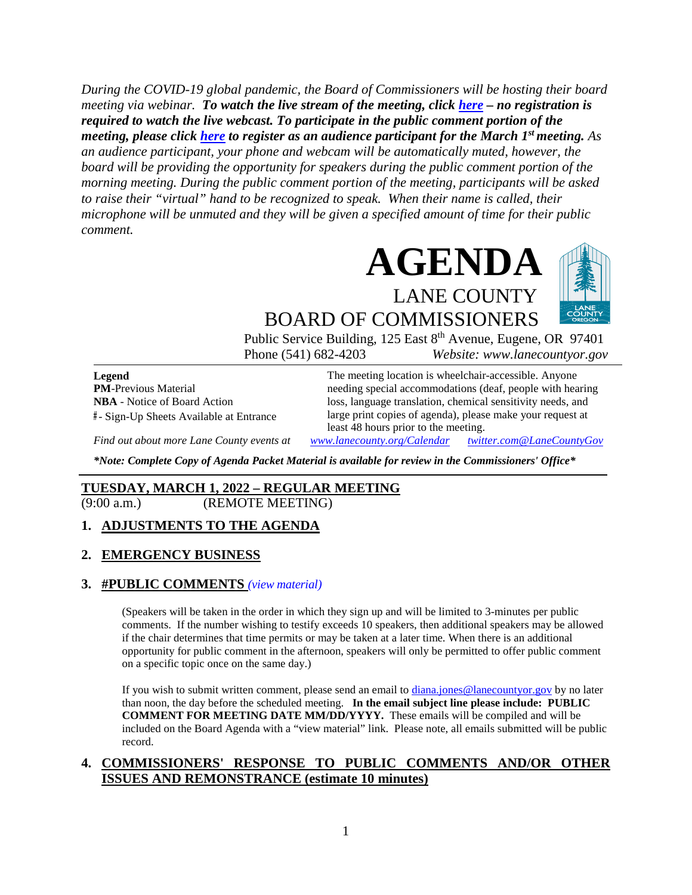*During the COVID-19 global pandemic, the Board of Commissioners will be hosting their board meeting via webinar.* ***To watch the live stream of the meeting, click [here](#) – no registration is required to watch the live webcast. To participate in the public comment portion of the meeting, please click [here](#) to register as an audience participant for the March 1st meeting.*** *As an audience participant, your phone and webcam will be automatically muted, however, the board will be providing the opportunity for speakers during the public comment portion of the morning meeting. During the public comment portion of the meeting, participants will be asked to raise their "virtual" hand to be recognized to speak. When their name is called, their microphone will be unmuted and they will be given a specified amount of time for their public comment.*

# AGENDA

## LANE COUNTY BOARD OF COMMISSIONERS

Public Service Building, 125 East 8th Avenue, Eugene, OR 97401
Phone (541) 682-4203 *Website: www.lanecountyor.gov*

**Legend**
**PM**-Previous Material
**NBA** - Notice of Board Action
#- Sign-Up Sheets Available at Entrance

The meeting location is wheelchair-accessible. Anyone needing special accommodations (deaf, people with hearing loss, language translation, chemical sensitivity needs, and large print copies of agenda), please make your request at least 48 hours prior to the meeting.

*Find out about more Lane County events at [www.lanecounty.org/Calendar](www.lanecounty.org/Calendar) [twitter.com@LaneCountyGov](twitter.com@LaneCountyGov)*

***\*Note: Complete Copy of Agenda Packet Material is available for review in the Commissioners' Office\****

## TUESDAY, MARCH 1, 2022 – REGULAR MEETING

(9:00 a.m.) (REMOTE MEETING)

### 1. ADJUSTMENTS TO THE AGENDA

### 2. EMERGENCY BUSINESS

### 3. #PUBLIC COMMENTS *(view material)*

(Speakers will be taken in the order in which they sign up and will be limited to 3-minutes per public comments. If the number wishing to testify exceeds 10 speakers, then additional speakers may be allowed if the chair determines that time permits or may be taken at a later time. When there is an additional opportunity for public comment in the afternoon, speakers will only be permitted to offer public comment on a specific topic once on the same day.)

If you wish to submit written comment, please send an email to [diana.jones@lanecountyor.gov](mailto:diana.jones@lanecountyor.gov) by no later than noon, the day before the scheduled meeting. **In the email subject line please include: PUBLIC COMMENT FOR MEETING DATE MM/DD/YYYY.** These emails will be compiled and will be included on the Board Agenda with a "view material" link. Please note, all emails submitted will be public record.

### 4. COMMISSIONERS' RESPONSE TO PUBLIC COMMENTS AND/OR OTHER ISSUES AND REMONSTRANCE (estimate 10 minutes)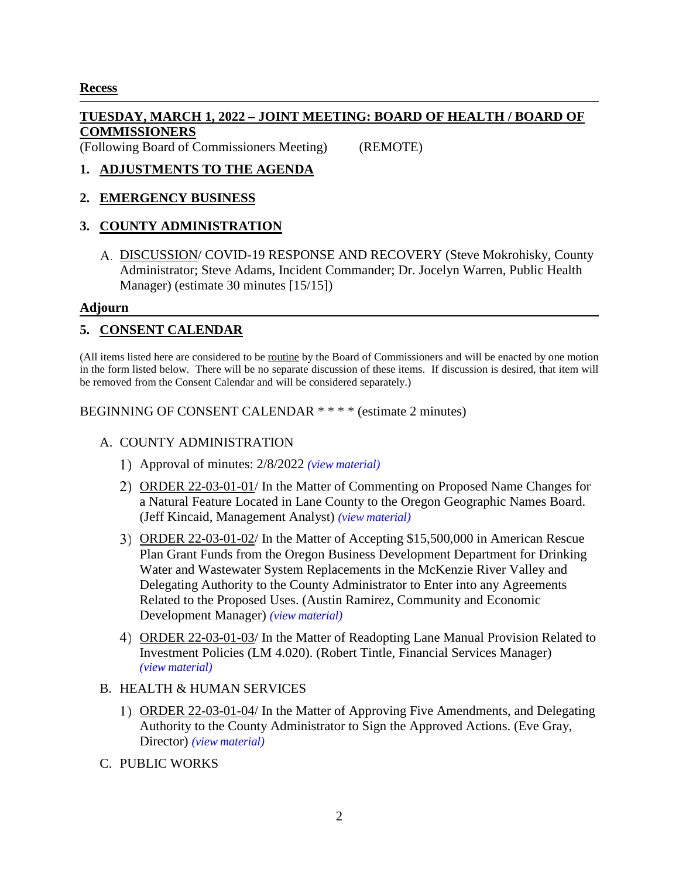**Recess**

---

**TUESDAY, MARCH 1, 2022 – JOINT MEETING: BOARD OF HEALTH / BOARD OF COMMISSIONERS**

(Following Board of Commissioners Meeting) (REMOTE)

## 1. ADJUSTMENTS TO THE AGENDA

## 2. EMERGENCY BUSINESS

## 3. COUNTY ADMINISTRATION

A. DISCUSSION/ COVID-19 RESPONSE AND RECOVERY (Steve Mokrohisky, County Administrator; Steve Adams, Incident Commander; Dr. Jocelyn Warren, Public Health Manager) (estimate 30 minutes [15/15])

**Adjourn**

---

## 5. CONSENT CALENDAR

(All items listed here are considered to be routine by the Board of Commissioners and will be enacted by one motion in the form listed below. There will be no separate discussion of these items. If discussion is desired, that item will be removed from the Consent Calendar and will be considered separately.)

BEGINNING OF CONSENT CALENDAR * * * * (estimate 2 minutes)

A. COUNTY ADMINISTRATION

1) Approval of minutes: 2/8/2022 *(view material)*

2) ORDER 22-03-01-01/ In the Matter of Commenting on Proposed Name Changes for a Natural Feature Located in Lane County to the Oregon Geographic Names Board. (Jeff Kincaid, Management Analyst) *(view material)*

3) ORDER 22-03-01-02/ In the Matter of Accepting $15,500,000 in American Rescue Plan Grant Funds from the Oregon Business Development Department for Drinking Water and Wastewater System Replacements in the McKenzie River Valley and Delegating Authority to the County Administrator to Enter into any Agreements Related to the Proposed Uses. (Austin Ramirez, Community and Economic Development Manager) *(view material)*

4) ORDER 22-03-01-03/ In the Matter of Readopting Lane Manual Provision Related to Investment Policies (LM 4.020). (Robert Tintle, Financial Services Manager) *(view material)*

B. HEALTH & HUMAN SERVICES

1) ORDER 22-03-01-04/ In the Matter of Approving Five Amendments, and Delegating Authority to the County Administrator to Sign the Approved Actions. (Eve Gray, Director) *(view material)*

C. PUBLIC WORKS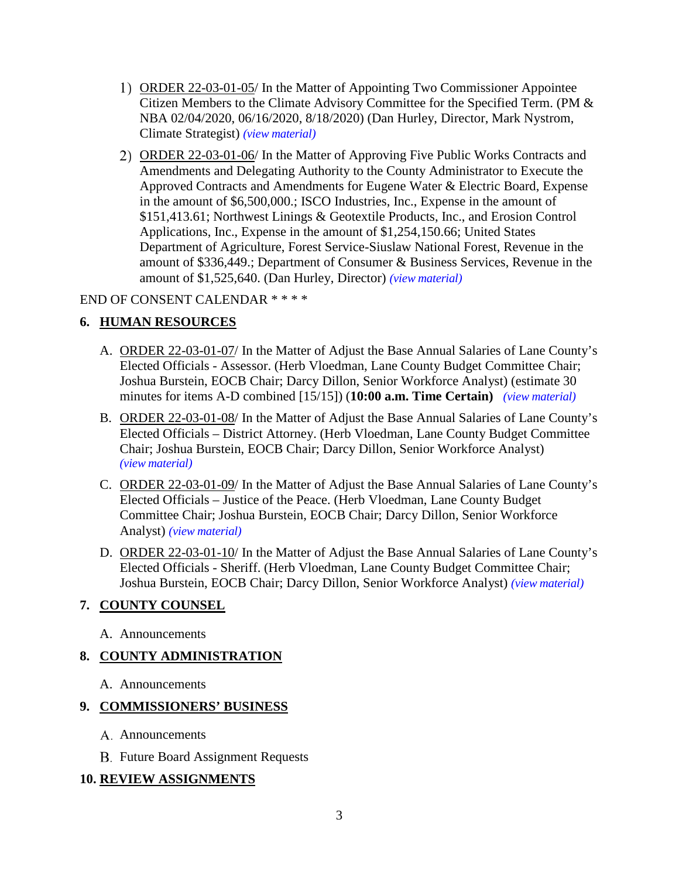1) ORDER 22-03-01-05/ In the Matter of Appointing Two Commissioner Appointee Citizen Members to the Climate Advisory Committee for the Specified Term. (PM & NBA 02/04/2020, 06/16/2020, 8/18/2020) (Dan Hurley, Director, Mark Nystrom, Climate Strategist) *(view material)*

2) ORDER 22-03-01-06/ In the Matter of Approving Five Public Works Contracts and Amendments and Delegating Authority to the County Administrator to Execute the Approved Contracts and Amendments for Eugene Water & Electric Board, Expense in the amount of $6,500,000.; ISCO Industries, Inc., Expense in the amount of $151,413.61; Northwest Linings & Geotextile Products, Inc., and Erosion Control Applications, Inc., Expense in the amount of $1,254,150.66; United States Department of Agriculture, Forest Service-Siuslaw National Forest, Revenue in the amount of $336,449.; Department of Consumer & Business Services, Revenue in the amount of $1,525,640. (Dan Hurley, Director) *(view material)*

END OF CONSENT CALENDAR * * * *

## 6. HUMAN RESOURCES

A. ORDER 22-03-01-07/ In the Matter of Adjust the Base Annual Salaries of Lane County's Elected Officials - Assessor. (Herb Vloedman, Lane County Budget Committee Chair; Joshua Burstein, EOCB Chair; Darcy Dillon, Senior Workforce Analyst) (estimate 30 minutes for items A-D combined [15/15]) (**10:00 a.m. Time Certain**) *(view material)*

B. ORDER 22-03-01-08/ In the Matter of Adjust the Base Annual Salaries of Lane County's Elected Officials – District Attorney. (Herb Vloedman, Lane County Budget Committee Chair; Joshua Burstein, EOCB Chair; Darcy Dillon, Senior Workforce Analyst) *(view material)*

C. ORDER 22-03-01-09/ In the Matter of Adjust the Base Annual Salaries of Lane County's Elected Officials – Justice of the Peace. (Herb Vloedman, Lane County Budget Committee Chair; Joshua Burstein, EOCB Chair; Darcy Dillon, Senior Workforce Analyst) *(view material)*

D. ORDER 22-03-01-10/ In the Matter of Adjust the Base Annual Salaries of Lane County's Elected Officials - Sheriff. (Herb Vloedman, Lane County Budget Committee Chair; Joshua Burstein, EOCB Chair; Darcy Dillon, Senior Workforce Analyst) *(view material)*

## 7. COUNTY COUNSEL

A. Announcements

## 8. COUNTY ADMINISTRATION

A. Announcements

## 9. COMMISSIONERS' BUSINESS

A. Announcements

B. Future Board Assignment Requests

## 10. REVIEW ASSIGNMENTS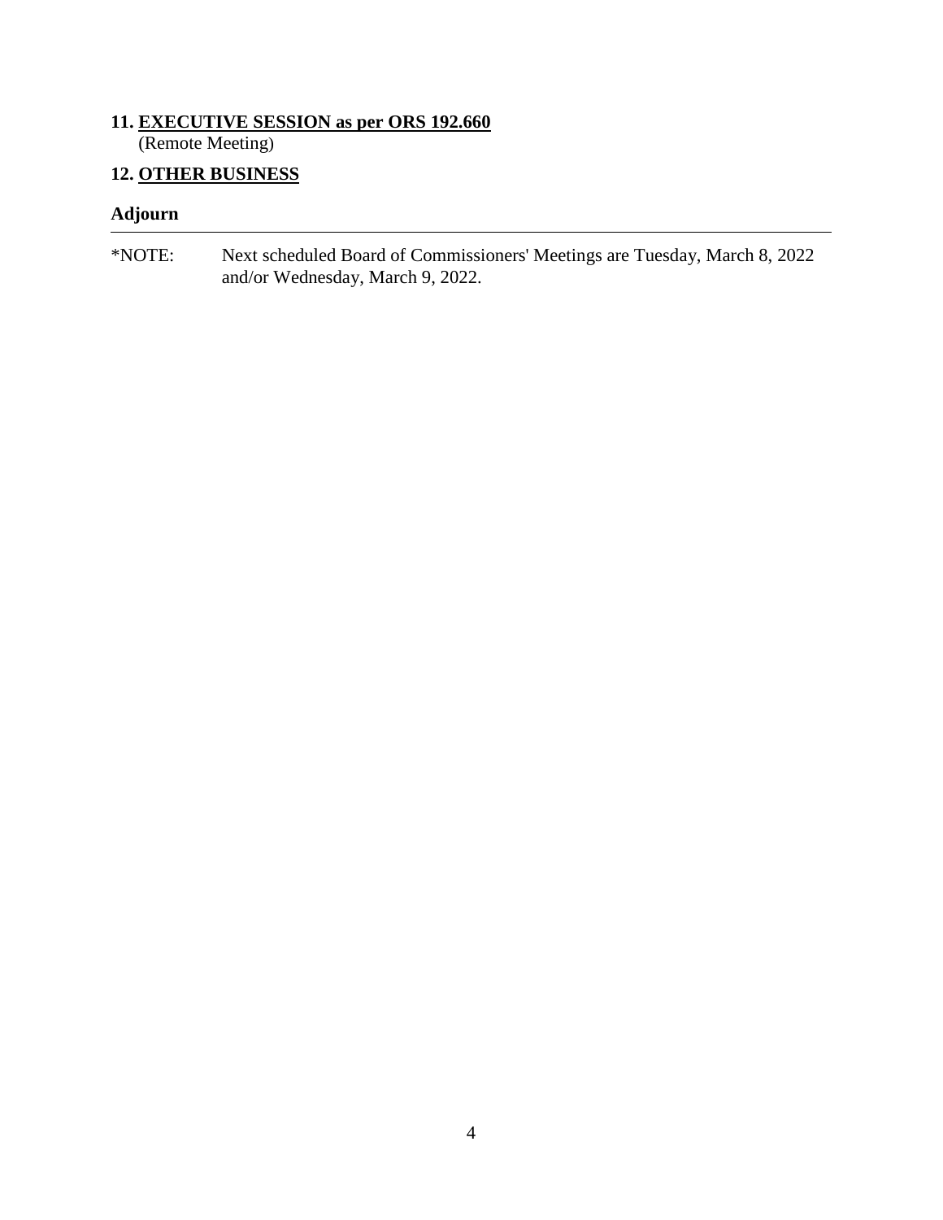**11. <u>EXECUTIVE SESSION as per ORS 192.660</u>**
(Remote Meeting)

**12. <u>OTHER BUSINESS</u>**

**Adjourn**

---

*NOTE: Next scheduled Board of Commissioners' Meetings are Tuesday, March 8, 2022 and/or Wednesday, March 9, 2022.